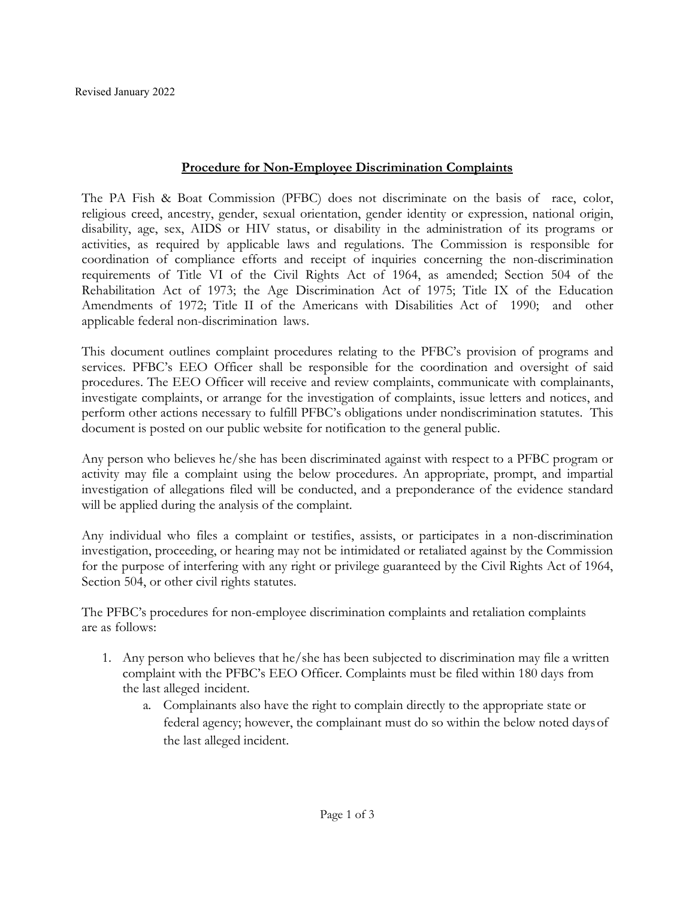Revised January 2022

## Procedure for Non-Employee Discrimination Complaints

The PA Fish & Boat Commission (PFBC) does not discriminate on the basis of race, color, religious creed, ancestry, gender, sexual orientation, gender identity or expression, national origin, disability, age, sex, AIDS or HIV status, or disability in the administration of its programs or activities, as required by applicable laws and regulations. The Commission is responsible for coordination of compliance efforts and receipt of inquiries concerning the non-discrimination requirements of Title VI of the Civil Rights Act of 1964, as amended; Section 504 of the Rehabilitation Act of 1973; the Age Discrimination Act of 1975; Title IX of the Education Amendments of 1972; Title II of the Americans with Disabilities Act of 1990; and other applicable federal non-discrimination laws.

This document outlines complaint procedures relating to the PFBC's provision of programs and services. PFBC's EEO Officer shall be responsible for the coordination and oversight of said procedures. The EEO Officer will receive and review complaints, communicate with complainants, investigate complaints, or arrange for the investigation of complaints, issue letters and notices, and perform other actions necessary to fulfill PFBC's obligations under nondiscrimination statutes. This document is posted on our public website for notification to the general public.

Any person who believes he/she has been discriminated against with respect to a PFBC program or activity may file a complaint using the below procedures. An appropriate, prompt, and impartial investigation of allegations filed will be conducted, and a preponderance of the evidence standard will be applied during the analysis of the complaint.

Any individual who files a complaint or testifies, assists, or participates in a non-discrimination investigation, proceeding, or hearing may not be intimidated or retaliated against by the Commission for the purpose of interfering with any right or privilege guaranteed by the Civil Rights Act of 1964, Section 504, or other civil rights statutes.

The PFBC's procedures for non-employee discrimination complaints and retaliation complaints are as follows:

1. Any person who believes that he/she has been subjected to discrimination may file a written complaint with the PFBC's EEO Officer. Complaints must be filed within 180 days from the last alleged incident.
    a. Complainants also have the right to complain directly to the appropriate state or federal agency; however, the complainant must do so within the below noted days of the last alleged incident.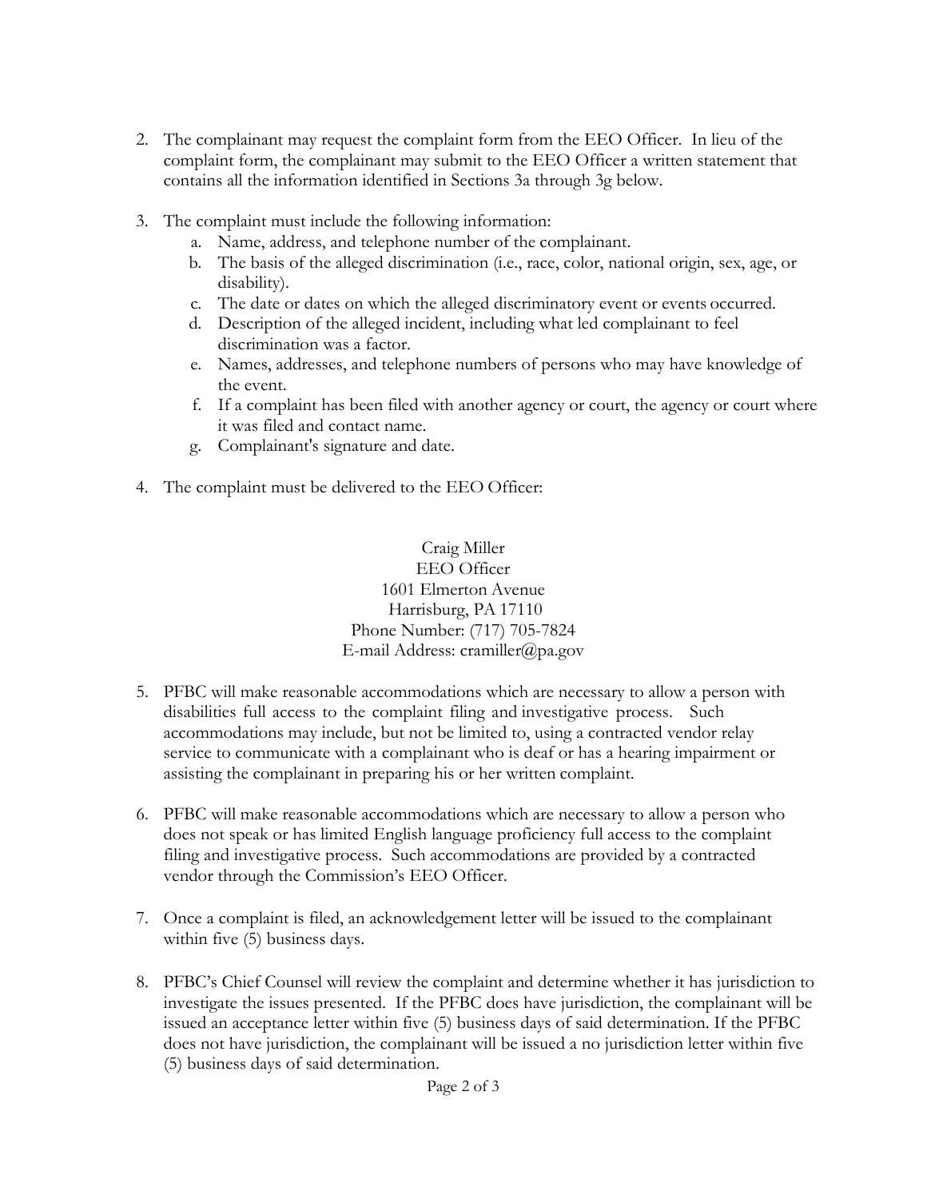2. The complainant may request the complaint form from the EEO Officer. In lieu of the complaint form, the complainant may submit to the EEO Officer a written statement that contains all the information identified in Sections 3a through 3g below.

3. The complaint must include the following information:
   a. Name, address, and telephone number of the complainant.
   b. The basis of the alleged discrimination (i.e., race, color, national origin, sex, age, or disability).
   c. The date or dates on which the alleged discriminatory event or events occurred.
   d. Description of the alleged incident, including what led complainant to feel discrimination was a factor.
   e. Names, addresses, and telephone numbers of persons who may have knowledge of the event.
   f. If a complaint has been filed with another agency or court, the agency or court where it was filed and contact name.
   g. Complainant's signature and date.

4. The complaint must be delivered to the EEO Officer:

   Craig Miller  
   EEO Officer  
   1601 Elmerton Avenue  
   Harrisburg, PA 17110  
   Phone Number: (717) 705-7824  
   E-mail Address: cramiller@pa.gov

5. PFBC will make reasonable accommodations which are necessary to allow a person with disabilities full access to the complaint filing and investigative process. Such accommodations may include, but not be limited to, using a contracted vendor relay service to communicate with a complainant who is deaf or has a hearing impairment or assisting the complainant in preparing his or her written complaint.

6. PFBC will make reasonable accommodations which are necessary to allow a person who does not speak or has limited English language proficiency full access to the complaint filing and investigative process. Such accommodations are provided by a contracted vendor through the Commission's EEO Officer.

7. Once a complaint is filed, an acknowledgement letter will be issued to the complainant within five (5) business days.

8. PFBC's Chief Counsel will review the complaint and determine whether it has jurisdiction to investigate the issues presented. If the PFBC does have jurisdiction, the complainant will be issued an acceptance letter within five (5) business days of said determination. If the PFBC does not have jurisdiction, the complainant will be issued a no jurisdiction letter within five (5) business days of said determination.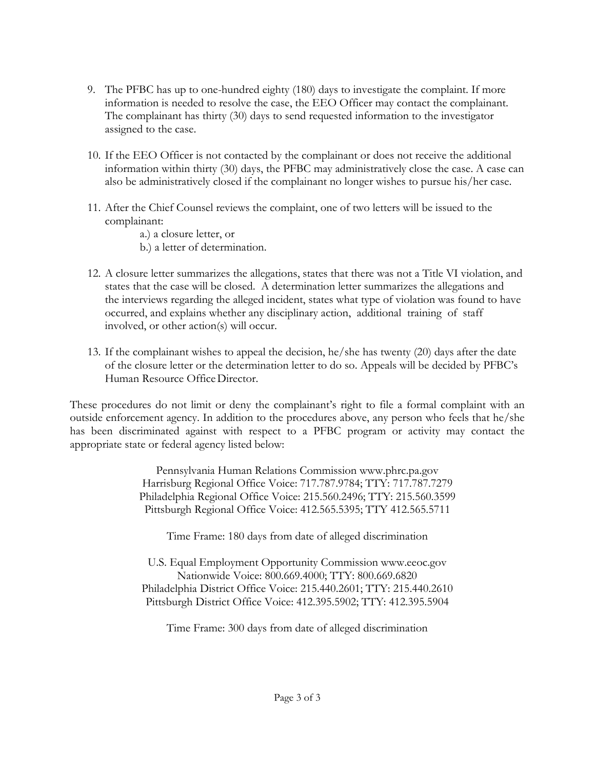9. The PFBC has up to one-hundred eighty (180) days to investigate the complaint. If more information is needed to resolve the case, the EEO Officer may contact the complainant. The complainant has thirty (30) days to send requested information to the investigator assigned to the case.

10. If the EEO Officer is not contacted by the complainant or does not receive the additional information within thirty (30) days, the PFBC may administratively close the case. A case can also be administratively closed if the complainant no longer wishes to pursue his/her case.

11. After the Chief Counsel reviews the complaint, one of two letters will be issued to the complainant:
    - a.) a closure letter, or
    - b.) a letter of determination.

12. A closure letter summarizes the allegations, states that there was not a Title VI violation, and states that the case will be closed. A determination letter summarizes the allegations and the interviews regarding the alleged incident, states what type of violation was found to have occurred, and explains whether any disciplinary action, additional training of staff involved, or other action(s) will occur.

13. If the complainant wishes to appeal the decision, he/she has twenty (20) days after the date of the closure letter or the determination letter to do so. Appeals will be decided by PFBC's Human Resource Office Director.

These procedures do not limit or deny the complainant's right to file a formal complaint with an outside enforcement agency. In addition to the procedures above, any person who feels that he/she has been discriminated against with respect to a PFBC program or activity may contact the appropriate state or federal agency listed below:

Pennsylvania Human Relations Commission www.phrc.pa.gov
Harrisburg Regional Office Voice: 717.787.9784; TTY: 717.787.7279
Philadelphia Regional Office Voice: 215.560.2496; TTY: 215.560.3599
Pittsburgh Regional Office Voice: 412.565.5395; TTY 412.565.5711

Time Frame: 180 days from date of alleged discrimination

U.S. Equal Employment Opportunity Commission www.eeoc.gov
Nationwide Voice: 800.669.4000; TTY: 800.669.6820
Philadelphia District Office Voice: 215.440.2601; TTY: 215.440.2610
Pittsburgh District Office Voice: 412.395.5902; TTY: 412.395.5904

Time Frame: 300 days from date of alleged discrimination